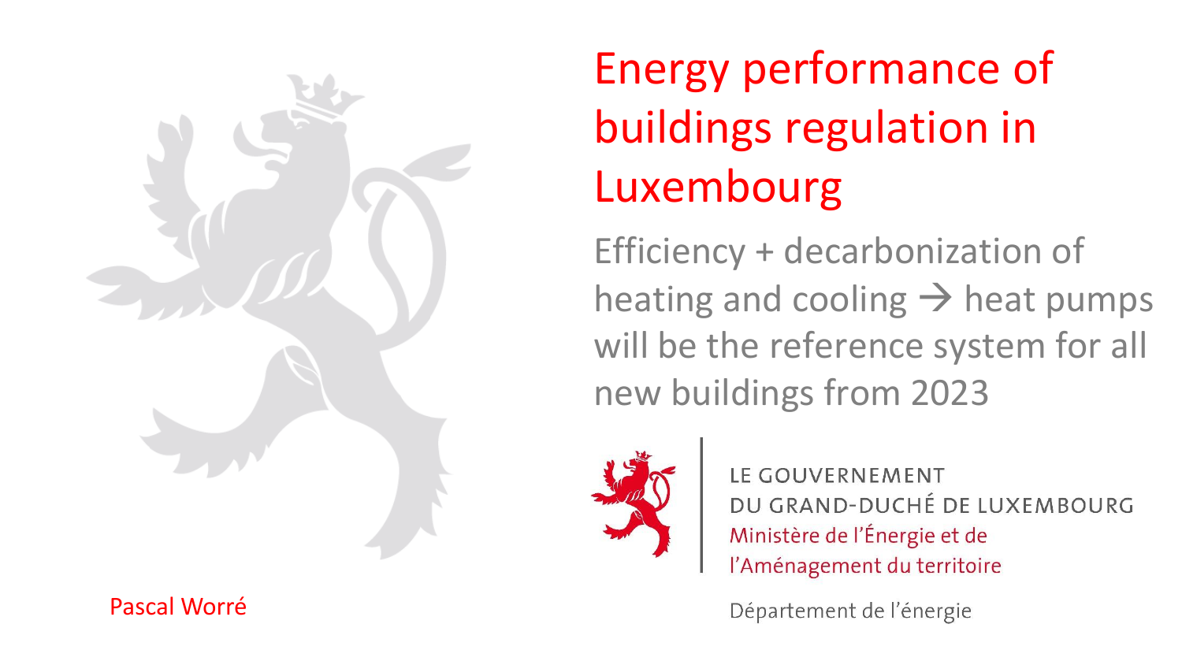# Energy performance of buildings regulation in Luxembourg

Efficiency + decarbonization of heating and cooling → heat pumps will be the reference system for all new buildings from 2023

LE GOUVERNEMENT
DU GRAND-DUCHÉ DE LUXEMBOURG
Ministère de l'Énergie et de l'Aménagement du territoire

Département de l'énergie

Pascal Worré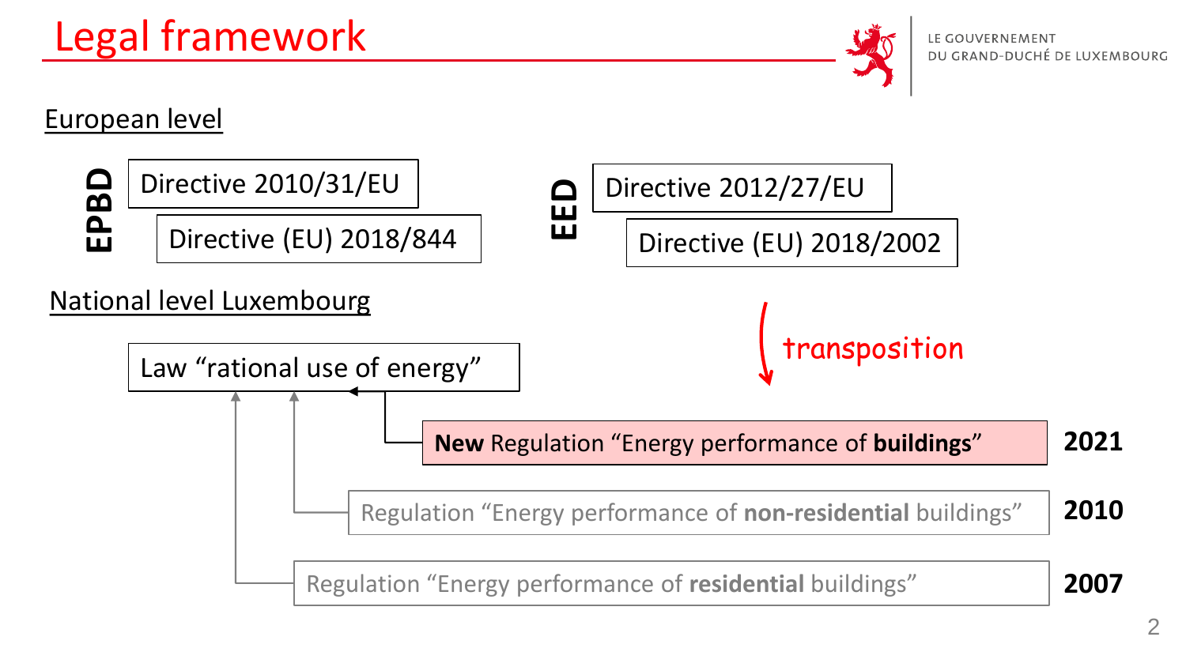# Legal framework

LE GOUVERNEMENT
DU GRAND-DUCHÉ DE LUXEMBOURG

## European level

**EPBD**

- Directive 2010/31/EU
- Directive (EU) 2018/844

**EED**

- Directive 2012/27/EU
- Directive (EU) 2018/2002

transposition

## National level Luxembourg

Law “rational use of energy”

- **New** Regulation “Energy performance of **buildings**” — **2021**
- Regulation “Energy performance of **non-residential** buildings” — **2010**
- Regulation “Energy performance of **residential** buildings” — **2007**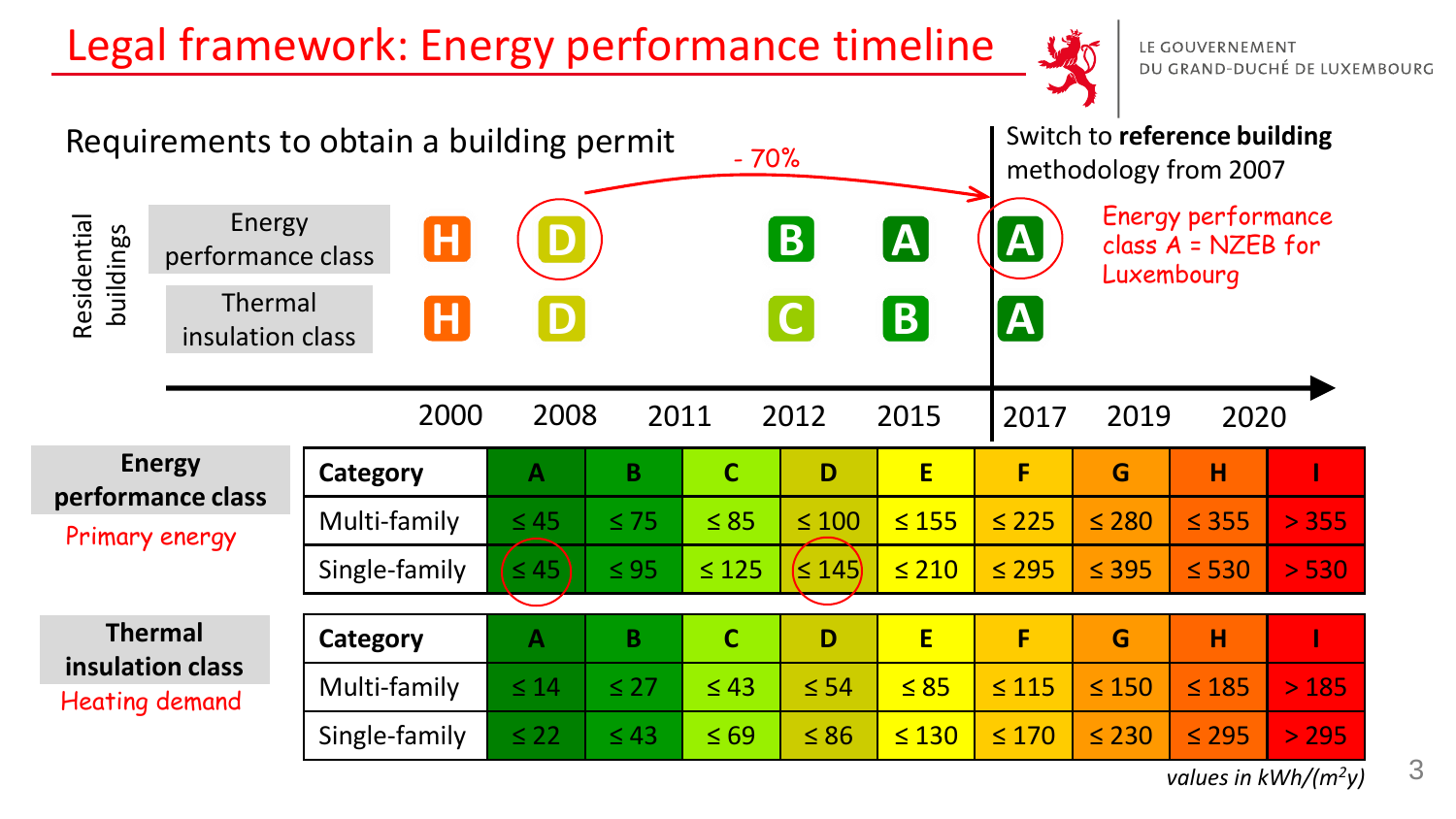# Legal framework: Energy performance timeline

LE GOUVERNEMENT DU GRAND-DUCHÉ DE LUXEMBOURG

## Requirements to obtain a building permit

Switch to **reference building** methodology from 2007

| Residential buildings | 2000 | 2008 | 2011 | 2012 | 2015 | 2017 | 2019 | 2020 |
|---|---|---|---|---|---|---|---|---|
| Energy performance class | H | D | | B | A | A | | |
| Thermal insulation class | H | D | | C | B | A | | |

- 70% (from D in 2008 to A in 2017)

Energy performance class A = NZEB for Luxembourg

**Energy performance class**
Primary energy

| Category | A | B | C | D | E | F | G | H | I |
|---|---|---|---|---|---|---|---|---|---|
| Multi-family | ≤ 45 | ≤ 75 | ≤ 85 | ≤ 100 | ≤ 155 | ≤ 225 | ≤ 280 | ≤ 355 | > 355 |
| Single-family | ≤ 45 | ≤ 95 | ≤ 125 | ≤ 145 | ≤ 210 | ≤ 295 | ≤ 395 | ≤ 530 | > 530 |

**Thermal insulation class**
Heating demand

| Category | A | B | C | D | E | F | G | H | I |
|---|---|---|---|---|---|---|---|---|---|
| Multi-family | ≤ 14 | ≤ 27 | ≤ 43 | ≤ 54 | ≤ 85 | ≤ 115 | ≤ 150 | ≤ 185 | > 185 |
| Single-family | ≤ 22 | ≤ 43 | ≤ 69 | ≤ 86 | ≤ 130 | ≤ 170 | ≤ 230 | ≤ 295 | > 295 |

*values in kWh/(m²y)*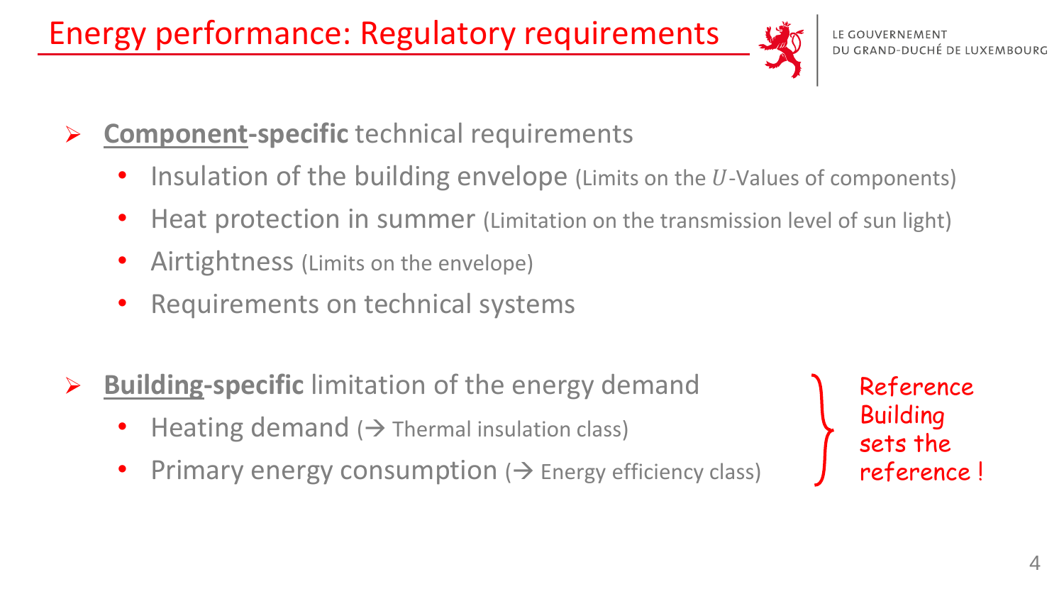# Energy performance: Regulatory requirements

LE GOUVERNEMENT
DU GRAND-DUCHÉ DE LUXEMBOURG

- **Component-specific** technical requirements
  - Insulation of the building envelope (Limits on the $U$-Values of components)
  - Heat protection in summer (Limitation on the transmission level of sun light)
  - Airtightness (Limits on the envelope)
  - Requirements on technical systems

- **Building-specific** limitation of the energy demand
  - Heating demand (→ Thermal insulation class)
  - Primary energy consumption (→ Energy efficiency class)

Reference Building sets the reference !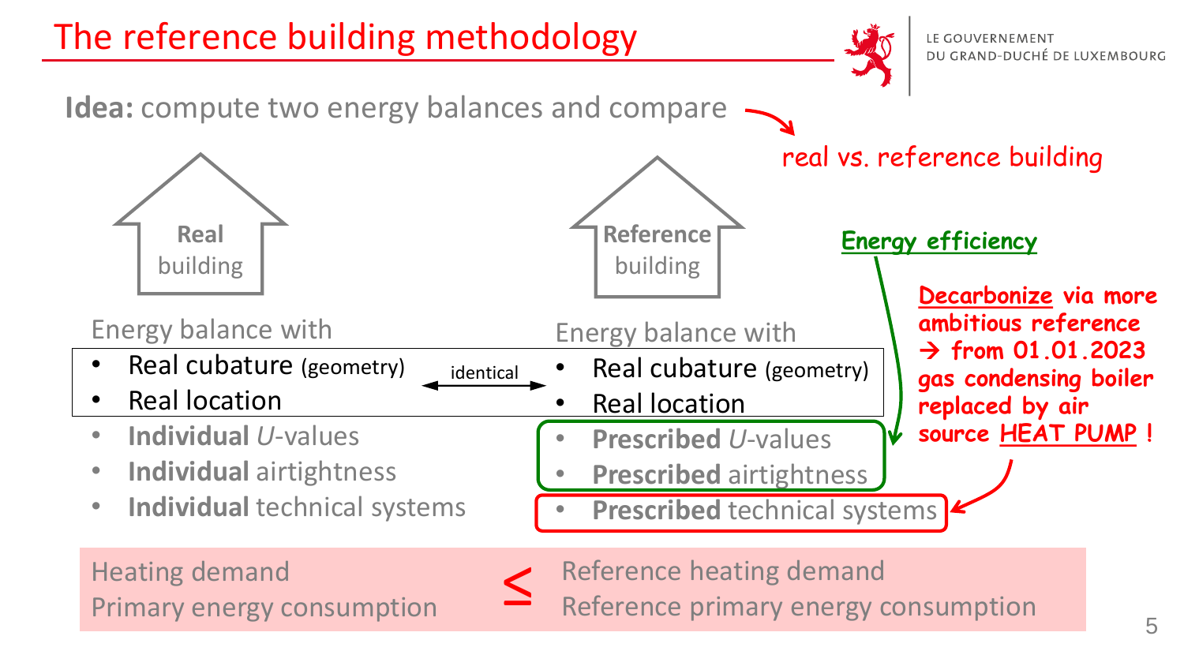# The reference building methodology

LE GOUVERNEMENT DU GRAND-DUCHÉ DE LUXEMBOURG

**Idea:** compute two energy balances and compare → real vs. reference building

| Real building | | Reference building |
|---|---|---|
| Energy balance with | | Energy balance with |
| • Real cubature (geometry) | identical | • Real cubature (geometry) |
| • Real location | identical | • Real location |
| • **Individual** *U*-values | | • **Prescribed** *U*-values |
| • **Individual** airtightness | | • **Prescribed** airtightness |
| • **Individual** technical systems | | • **Prescribed** technical systems |

**Energy efficiency** → Prescribed *U*-values, Prescribed airtightness

**Decarbonize via more ambitious reference → from 01.01.2023 gas condensing boiler replaced by air source HEAT PUMP !** → Prescribed technical systems

| | | |
|---|---|---|
| Heating demand | ≤ | Reference heating demand |
| Primary energy consumption | ≤ | Reference primary energy consumption |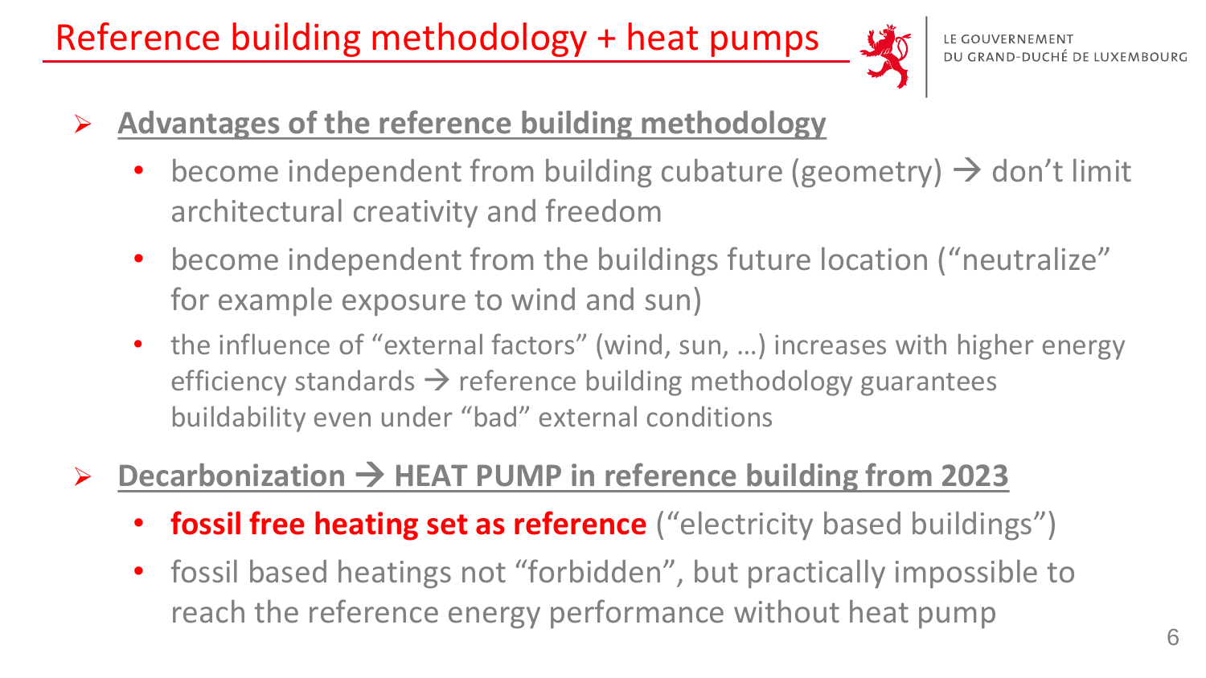# Reference building methodology + heat pumps

LE GOUVERNEMENT
DU GRAND-DUCHÉ DE LUXEMBOURG

- **Advantages of the reference building methodology**
  - become independent from building cubature (geometry) → don't limit architectural creativity and freedom
  - become independent from the buildings future location ("neutralize" for example exposure to wind and sun)
  - the influence of "external factors" (wind, sun, …) increases with higher energy efficiency standards → reference building methodology guarantees buildability even under "bad" external conditions

- **Decarbonization → HEAT PUMP in reference building from 2023**
  - **fossil free heating set as reference** ("electricity based buildings")
  - fossil based heatings not "forbidden", but practically impossible to reach the reference energy performance without heat pump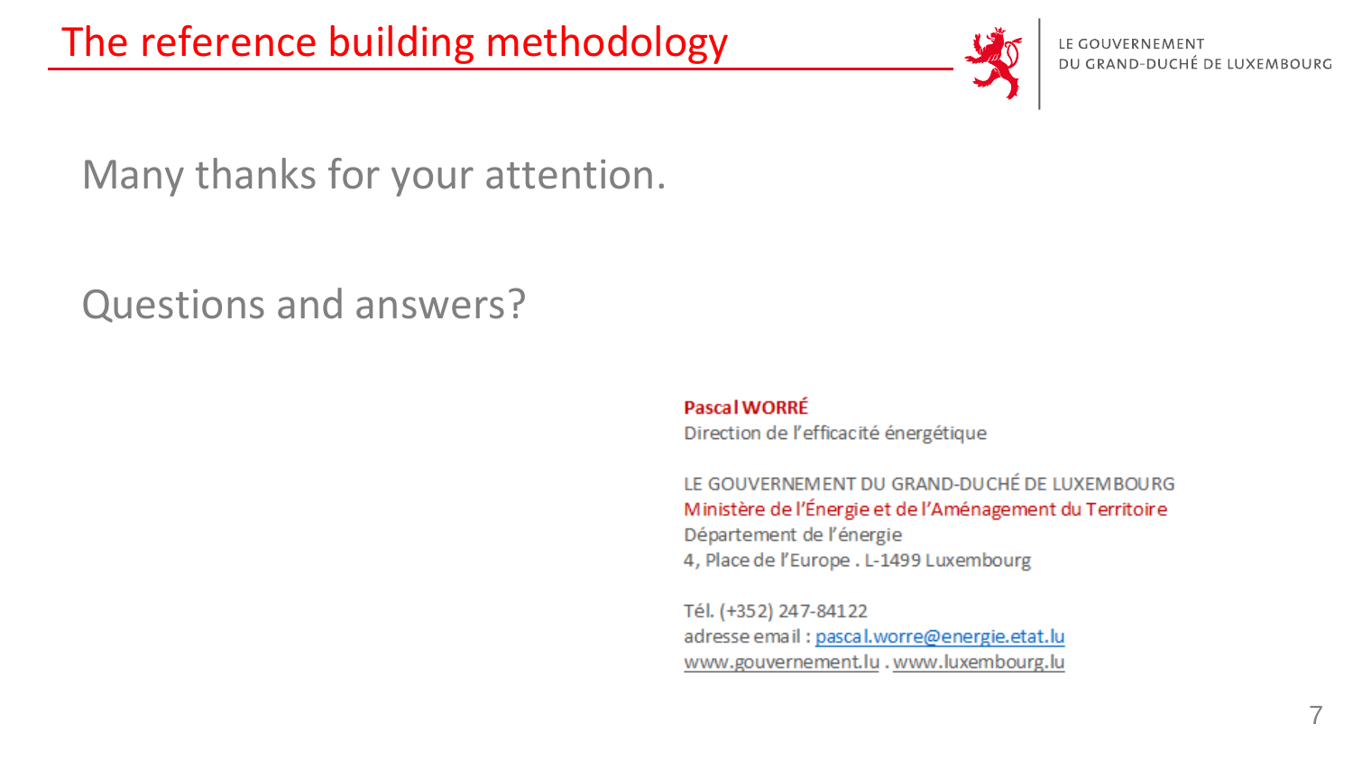# The reference building methodology

LE GOUVERNEMENT
DU GRAND-DUCHÉ DE LUXEMBOURG

Many thanks for your attention.

Questions and answers?

**Pascal WORRÉ**
Direction de l'efficacité énergétique

LE GOUVERNEMENT DU GRAND-DUCHÉ DE LUXEMBOURG
Ministère de l'Énergie et de l'Aménagement du Territoire
Département de l'énergie
4, Place de l'Europe . L-1499 Luxembourg

Tél. (+352) 247-84122
adresse email : pascal.worre@energie.etat.lu
www.gouvernement.lu . www.luxembourg.lu